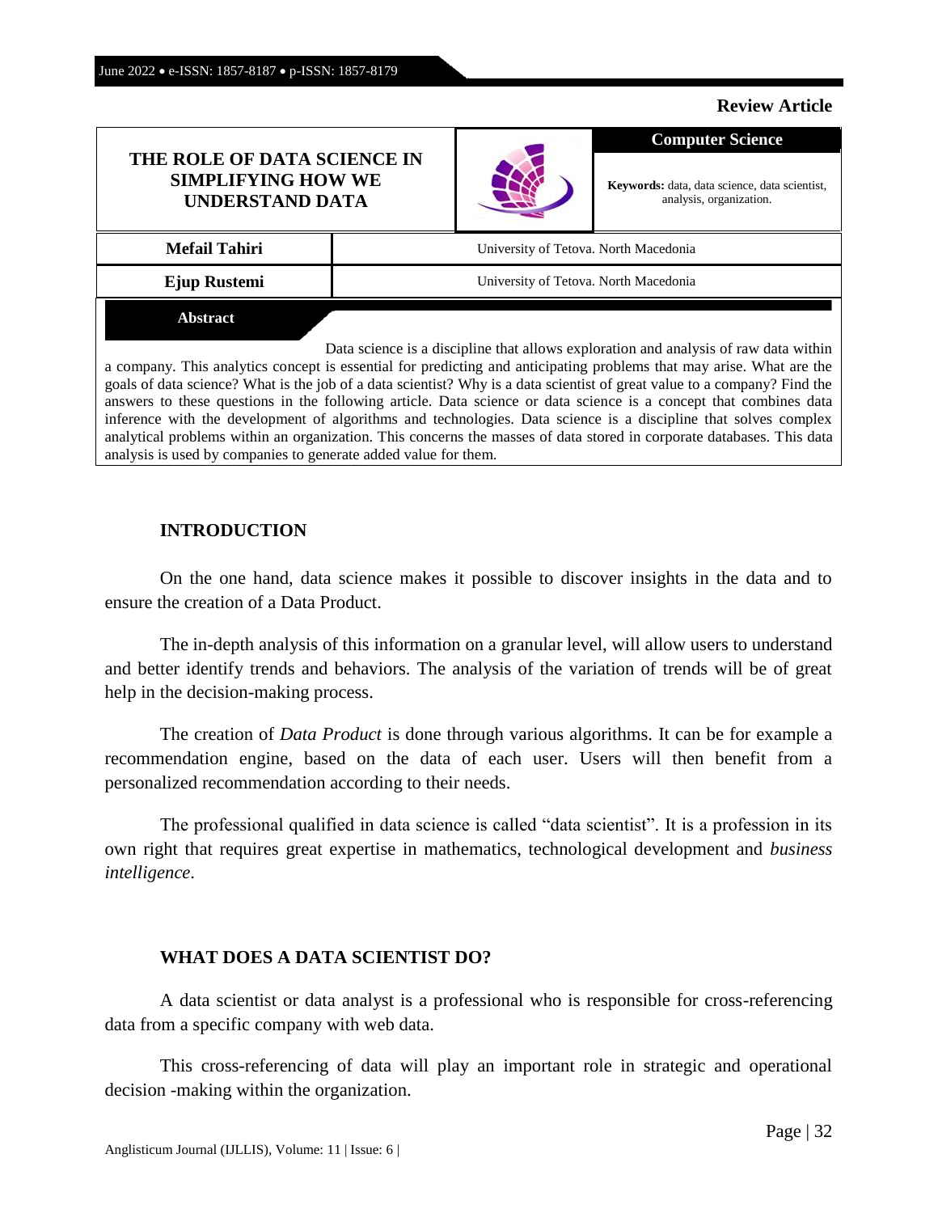**Review Article**

# THE ROLE OF DATA SCIENCE IN SIMPLIFYING HOW WE UNDERSTAND DATA

**Computer Science**

**Keywords:** data, data science, data scientist, analysis, organization.

| **Mefail Tahiri** | University of Tetova. North Macedonia |
|---|---|
| **Ejup Rustemi** | University of Tetova. North Macedonia |

**Abstract**

Data science is a discipline that allows exploration and analysis of raw data within a company. This analytics concept is essential for predicting and anticipating problems that may arise. What are the goals of data science? What is the job of a data scientist? Why is a data scientist of great value to a company? Find the answers to these questions in the following article. Data science or data science is a concept that combines data inference with the development of algorithms and technologies. Data science is a discipline that solves complex analytical problems within an organization. This concerns the masses of data stored in corporate databases. This data analysis is used by companies to generate added value for them.

## INTRODUCTION

On the one hand, data science makes it possible to discover insights in the data and to ensure the creation of a Data Product.

The in-depth analysis of this information on a granular level, will allow users to understand and better identify trends and behaviors. The analysis of the variation of trends will be of great help in the decision-making process.

The creation of *Data Product* is done through various algorithms. It can be for example a recommendation engine, based on the data of each user. Users will then benefit from a personalized recommendation according to their needs.

The professional qualified in data science is called "data scientist". It is a profession in its own right that requires great expertise in mathematics, technological development and *business intelligence*.

## WHAT DOES A DATA SCIENTIST DO?

A data scientist or data analyst is a professional who is responsible for cross-referencing data from a specific company with web data.

This cross-referencing of data will play an important role in strategic and operational decision -making within the organization.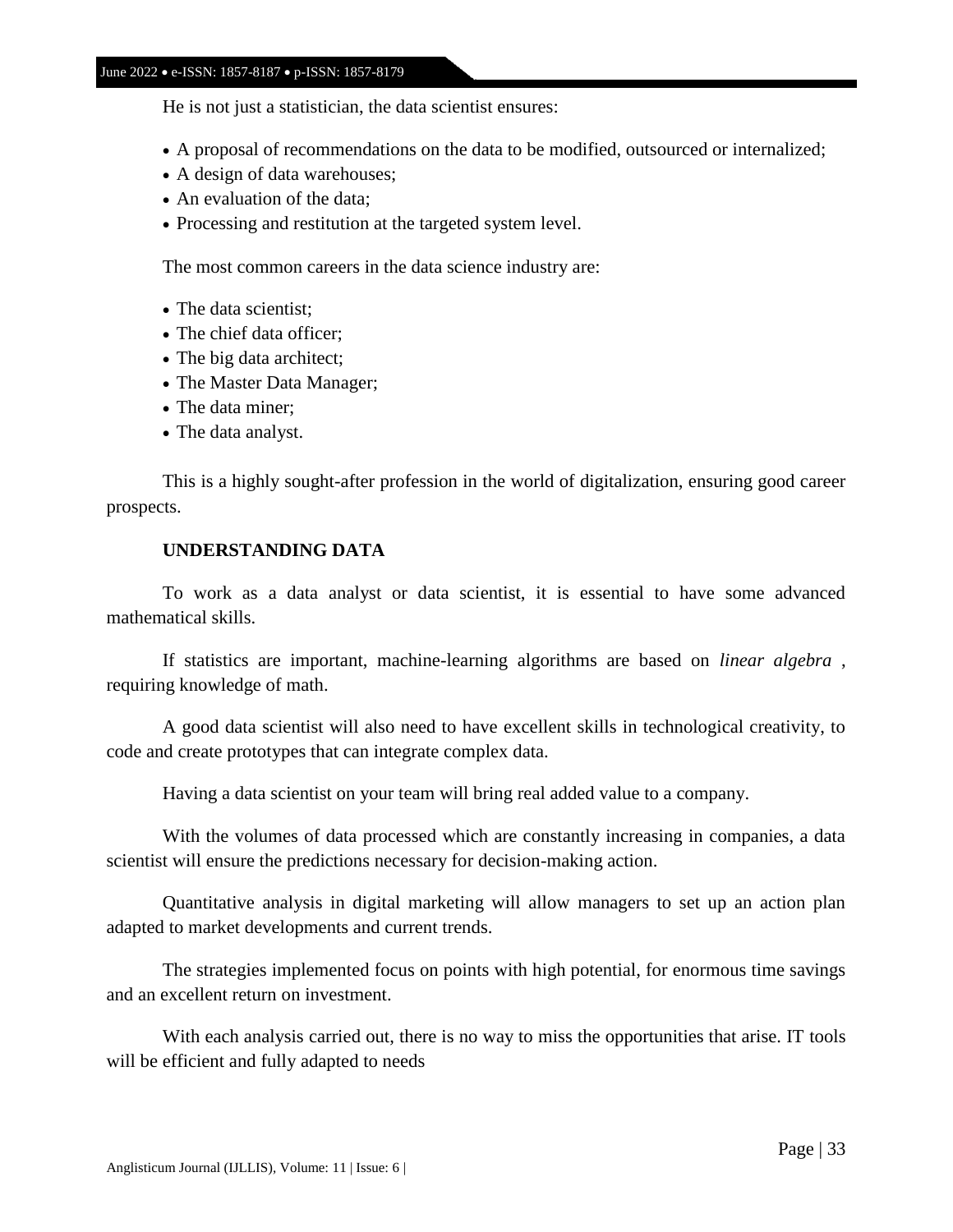He is not just a statistician, the data scientist ensures:

- A proposal of recommendations on the data to be modified, outsourced or internalized;
- A design of data warehouses;
- An evaluation of the data;
- Processing and restitution at the targeted system level.

The most common careers in the data science industry are:

- The data scientist;
- The chief data officer;
- The big data architect;
- The Master Data Manager;
- The data miner;
- The data analyst.

This is a highly sought-after profession in the world of digitalization, ensuring good career prospects.

**UNDERSTANDING DATA**

To work as a data analyst or data scientist, it is essential to have some advanced mathematical skills.

If statistics are important, machine-learning algorithms are based on *linear algebra* , requiring knowledge of math.

A good data scientist will also need to have excellent skills in technological creativity, to code and create prototypes that can integrate complex data.

Having a data scientist on your team will bring real added value to a company.

With the volumes of data processed which are constantly increasing in companies, a data scientist will ensure the predictions necessary for decision-making action.

Quantitative analysis in digital marketing will allow managers to set up an action plan adapted to market developments and current trends.

The strategies implemented focus on points with high potential, for enormous time savings and an excellent return on investment.

With each analysis carried out, there is no way to miss the opportunities that arise. IT tools will be efficient and fully adapted to needs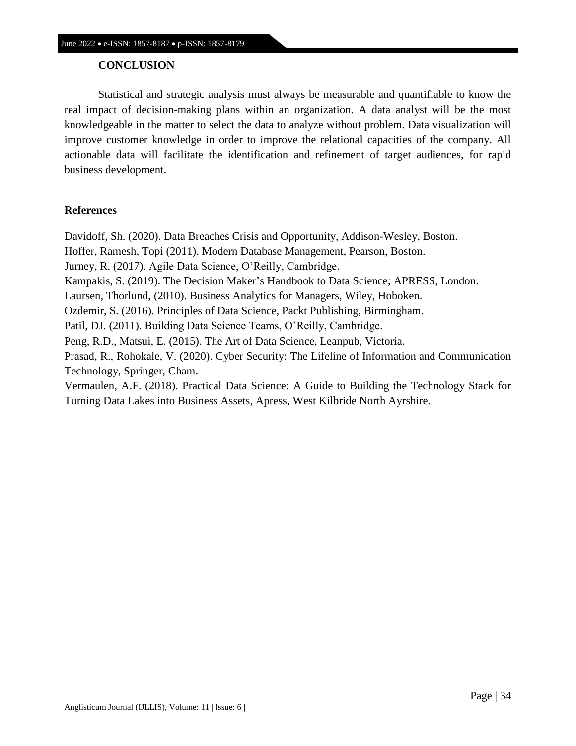## CONCLUSION

Statistical and strategic analysis must always be measurable and quantifiable to know the real impact of decision-making plans within an organization. A data analyst will be the most knowledgeable in the matter to select the data to analyze without problem. Data visualization will improve customer knowledge in order to improve the relational capacities of the company. All actionable data will facilitate the identification and refinement of target audiences, for rapid business development.

## References

Davidoff, Sh. (2020). Data Breaches Crisis and Opportunity, Addison-Wesley, Boston.

Hoffer, Ramesh, Topi (2011). Modern Database Management, Pearson, Boston.

Jurney, R. (2017). Agile Data Science, O'Reilly, Cambridge.

Kampakis, S. (2019). The Decision Maker's Handbook to Data Science; APRESS, London.

Laursen, Thorlund, (2010). Business Analytics for Managers, Wiley, Hoboken.

Ozdemir, S. (2016). Principles of Data Science, Packt Publishing, Birmingham.

Patil, DJ. (2011). Building Data Science Teams, O'Reilly, Cambridge.

Peng, R.D., Matsui, E. (2015). The Art of Data Science, Leanpub, Victoria.

Prasad, R., Rohokale, V. (2020). Cyber Security: The Lifeline of Information and Communication Technology, Springer, Cham.

Vermaulen, A.F. (2018). Practical Data Science: A Guide to Building the Technology Stack for Turning Data Lakes into Business Assets, Apress, West Kilbride North Ayrshire.